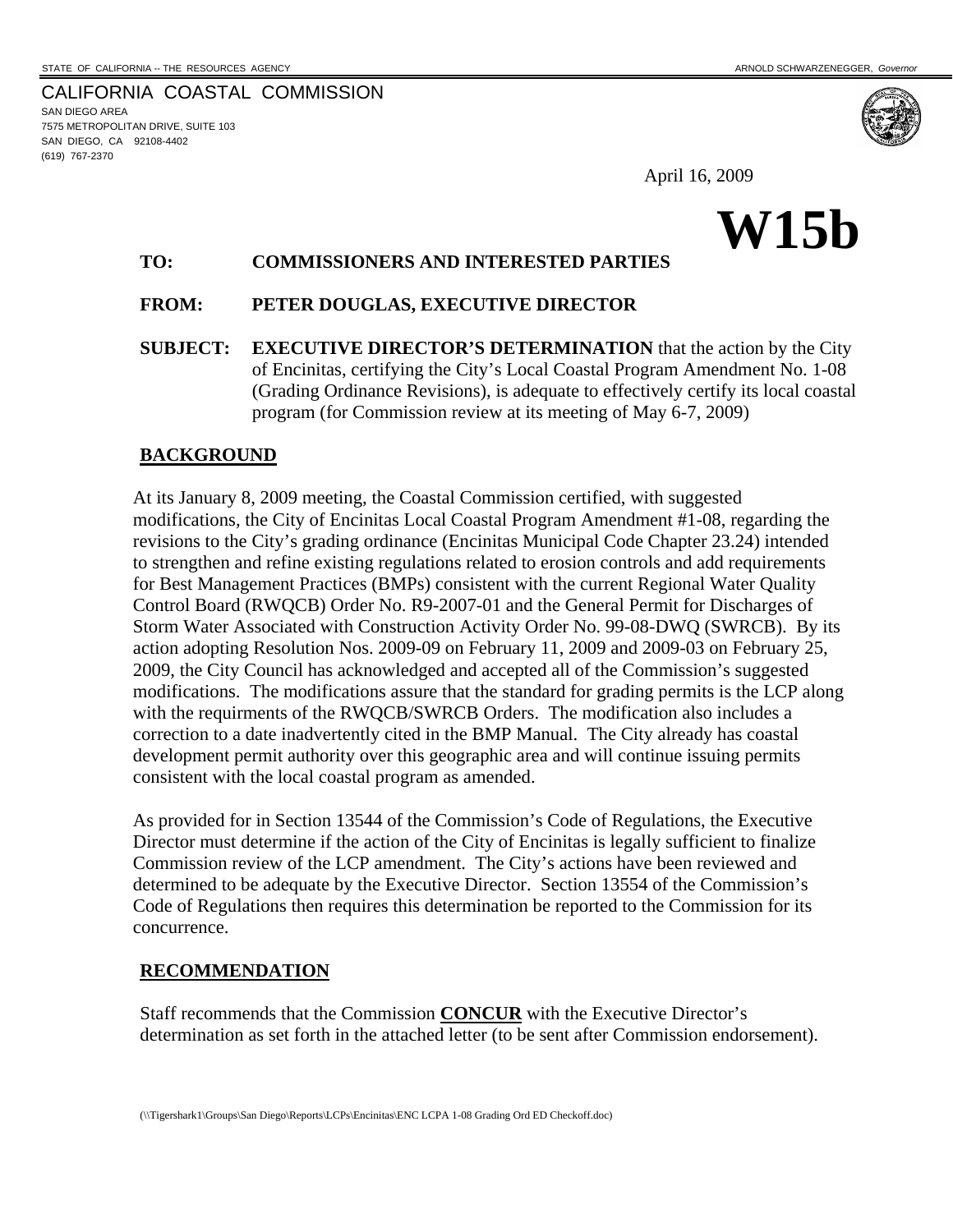STATE OF CALIFORNIA -- THE RESOURCES AGENCY

ARNOLD SCHWARZENEGGER, *Governor*

CALIFORNIA COASTAL COMMISSION
SAN DIEGO AREA
7575 METROPOLITAN DRIVE, SUITE 103
SAN DIEGO, CA 92108-4402
(619) 767-2370

April 16, 2009

# W15b

**TO: COMMISSIONERS AND INTERESTED PARTIES**

**FROM: PETER DOUGLAS, EXECUTIVE DIRECTOR**

**SUBJECT: EXECUTIVE DIRECTOR'S DETERMINATION** that the action by the City of Encinitas, certifying the City's Local Coastal Program Amendment No. 1-08 (Grading Ordinance Revisions), is adequate to effectively certify its local coastal program (for Commission review at its meeting of May 6-7, 2009)

## BACKGROUND

At its January 8, 2009 meeting, the Coastal Commission certified, with suggested modifications, the City of Encinitas Local Coastal Program Amendment #1-08, regarding the revisions to the City's grading ordinance (Encinitas Municipal Code Chapter 23.24) intended to strengthen and refine existing regulations related to erosion controls and add requirements for Best Management Practices (BMPs) consistent with the current Regional Water Quality Control Board (RWQCB) Order No. R9-2007-01 and the General Permit for Discharges of Storm Water Associated with Construction Activity Order No. 99-08-DWQ (SWRCB). By its action adopting Resolution Nos. 2009-09 on February 11, 2009 and 2009-03 on February 25, 2009, the City Council has acknowledged and accepted all of the Commission's suggested modifications. The modifications assure that the standard for grading permits is the LCP along with the requirments of the RWQCB/SWRCB Orders. The modification also includes a correction to a date inadvertently cited in the BMP Manual. The City already has coastal development permit authority over this geographic area and will continue issuing permits consistent with the local coastal program as amended.

As provided for in Section 13544 of the Commission's Code of Regulations, the Executive Director must determine if the action of the City of Encinitas is legally sufficient to finalize Commission review of the LCP amendment. The City's actions have been reviewed and determined to be adequate by the Executive Director. Section 13554 of the Commission's Code of Regulations then requires this determination be reported to the Commission for its concurrence.

## RECOMMENDATION

Staff recommends that the Commission **CONCUR** with the Executive Director's determination as set forth in the attached letter (to be sent after Commission endorsement).

(\\Tigershark1\Groups\San Diego\Reports\LCPs\Encinitas\ENC LCPA 1-08 Grading Ord ED Checkoff.doc)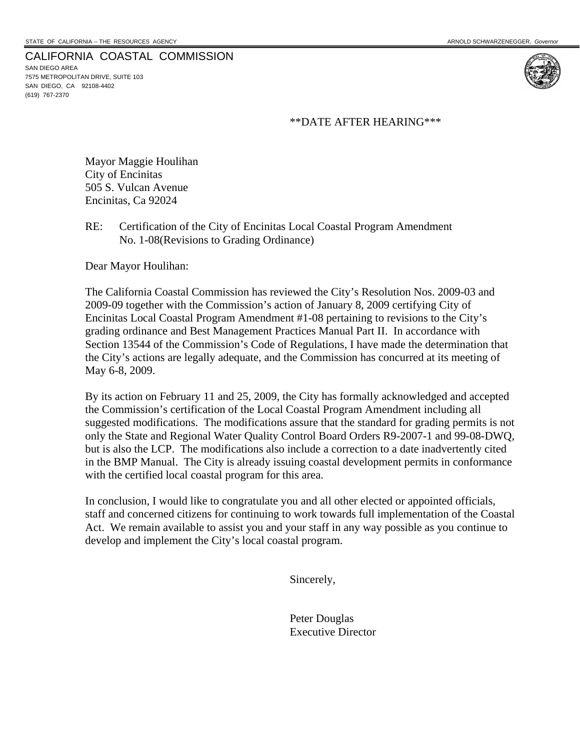STATE OF CALIFORNIA -- THE RESOURCES AGENCY — ARNOLD SCHWARZENEGGER, *Governor*

CALIFORNIA COASTAL COMMISSION
SAN DIEGO AREA
7575 METROPOLITAN DRIVE, SUITE 103
SAN DIEGO, CA 92108-4402
(619) 767-2370

**DATE AFTER HEARING***

Mayor Maggie Houlihan
City of Encinitas
505 S. Vulcan Avenue
Encinitas, Ca 92024

RE: Certification of the City of Encinitas Local Coastal Program Amendment No. 1-08(Revisions to Grading Ordinance)

Dear Mayor Houlihan:

The California Coastal Commission has reviewed the City's Resolution Nos. 2009-03 and 2009-09 together with the Commission's action of January 8, 2009 certifying City of Encinitas Local Coastal Program Amendment #1-08 pertaining to revisions to the City's grading ordinance and Best Management Practices Manual Part II. In accordance with Section 13544 of the Commission's Code of Regulations, I have made the determination that the City's actions are legally adequate, and the Commission has concurred at its meeting of May 6-8, 2009.

By its action on February 11 and 25, 2009, the City has formally acknowledged and accepted the Commission's certification of the Local Coastal Program Amendment including all suggested modifications. The modifications assure that the standard for grading permits is not only the State and Regional Water Quality Control Board Orders R9-2007-1 and 99-08-DWQ, but is also the LCP. The modifications also include a correction to a date inadvertently cited in the BMP Manual. The City is already issuing coastal development permits in conformance with the certified local coastal program for this area.

In conclusion, I would like to congratulate you and all other elected or appointed officials, staff and concerned citizens for continuing to work towards full implementation of the Coastal Act. We remain available to assist you and your staff in any way possible as you continue to develop and implement the City's local coastal program.

Sincerely,

Peter Douglas
Executive Director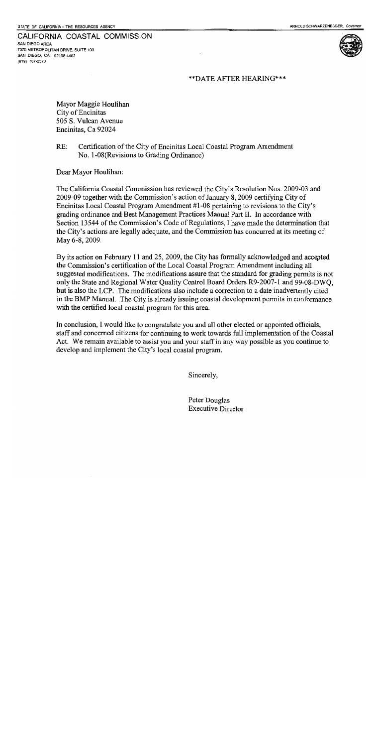STATE OF CALIFORNIA – THE RESOURCES AGENCY

ARNOLD SCHWARZENEGGER, *Governor*

**CALIFORNIA COASTAL COMMISSION**
SAN DIEGO AREA
7575 METROPOLITAN DRIVE, SUITE 103
SAN DIEGO, CA 92108-4402
(619) 767-2370

**DATE AFTER HEARING***

Mayor Maggie Houlihan
City of Encinitas
505 S. Vulcan Avenue
Encinitas, Ca 92024

RE: Certification of the City of Encinitas Local Coastal Program Amendment No. 1-08(Revisions to Grading Ordinance)

Dear Mayor Houlihan:

The California Coastal Commission has reviewed the City's Resolution Nos. 2009-03 and 2009-09 together with the Commission's action of January 8, 2009 certifying City of Encinitas Local Coastal Program Amendment #1-08 pertaining to revisions to the City's grading ordinance and Best Management Practices Manual Part II. In accordance with Section 13544 of the Commission's Code of Regulations, I have made the determination that the City's actions are legally adequate, and the Commission has concurred at its meeting of May 6-8, 2009.

By its action on February 11 and 25, 2009, the City has formally acknowledged and accepted the Commission's certification of the Local Coastal Program Amendment including all suggested modifications. The modifications assure that the standard for grading permits is not only the State and Regional Water Quality Control Board Orders R9-2007-1 and 99-08-DWQ, but is also the LCP. The modifications also include a correction to a date inadvertently cited in the BMP Manual. The City is already issuing coastal development permits in conformance with the certified local coastal program for this area.

In conclusion, I would like to congratulate you and all other elected or appointed officials, staff and concerned citizens for continuing to work towards full implementation of the Coastal Act. We remain available to assist you and your staff in any way possible as you continue to develop and implement the City's local coastal program.

Sincerely,

Peter Douglas
Executive Director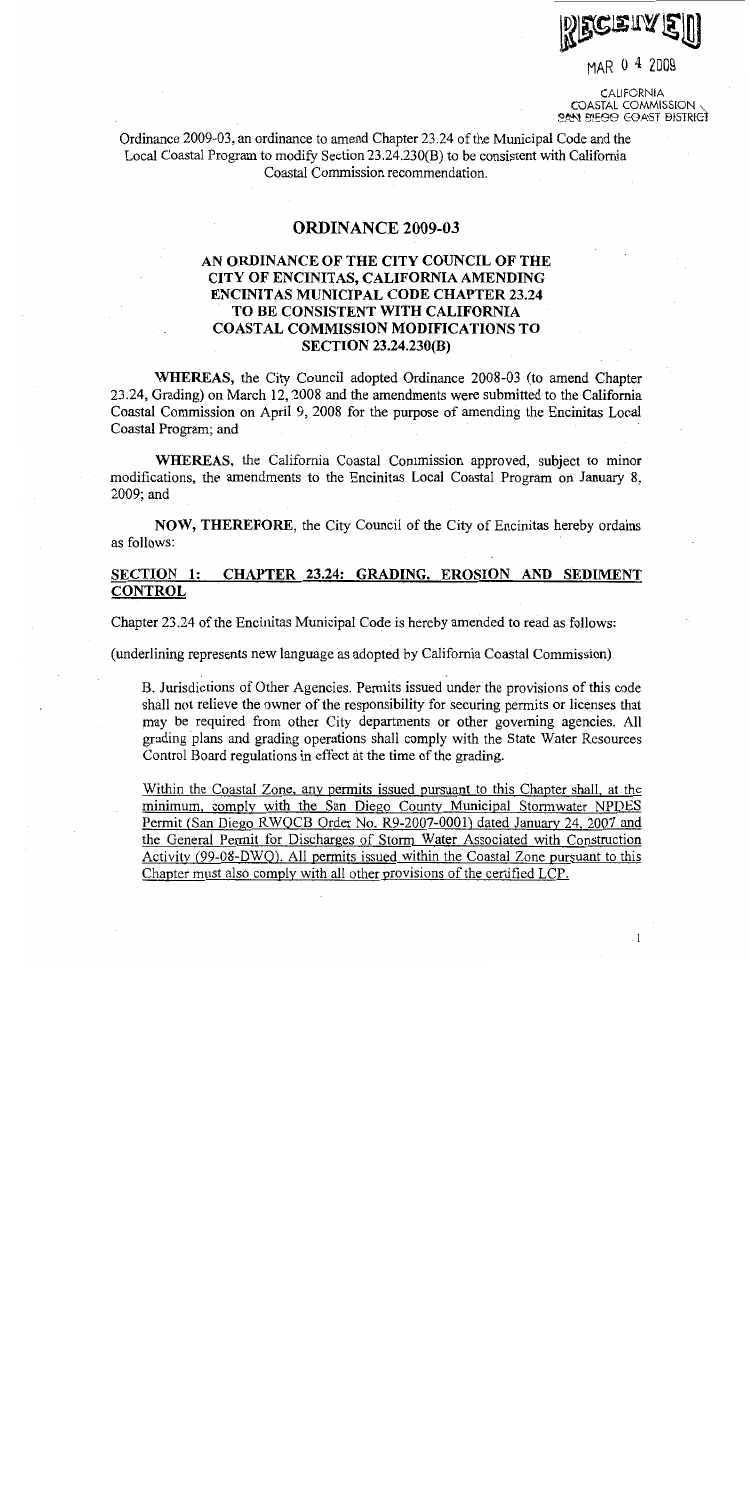RECEIVED

MAR 0 4 2009

CALIFORNIA COASTAL COMMISSION SAN DIEGO COAST DISTRICT

Ordinance 2009-03, an ordinance to amend Chapter 23.24 of the Municipal Code and the Local Coastal Program to modify Section 23.24.230(B) to be consistent with California Coastal Commission recommendation.

# ORDINANCE 2009-03

## AN ORDINANCE OF THE CITY COUNCIL OF THE CITY OF ENCINITAS, CALIFORNIA AMENDING ENCINITAS MUNICIPAL CODE CHAPTER 23.24 TO BE CONSISTENT WITH CALIFORNIA COASTAL COMMISSION MODIFICATIONS TO SECTION 23.24.230(B)

**WHEREAS,** the City Council adopted Ordinance 2008-03 (to amend Chapter 23.24, Grading) on March 12, 2008 and the amendments were submitted to the California Coastal Commission on April 9, 2008 for the purpose of amending the Encinitas Local Coastal Program; and

**WHEREAS,** the California Coastal Commission approved, subject to minor modifications, the amendments to the Encinitas Local Coastal Program on January 8, 2009; and

**NOW, THEREFORE,** the City Council of the City of Encinitas hereby ordains as follows:

**SECTION 1: CHAPTER 23.24: GRADING, EROSION AND SEDIMENT CONTROL**

Chapter 23.24 of the Encinitas Municipal Code is hereby amended to read as follows:

(underlining represents new language as adopted by California Coastal Commission)

B. Jurisdictions of Other Agencies. Permits issued under the provisions of this code shall not relieve the owner of the responsibility for securing permits or licenses that may be required from other City departments or other governing agencies. All grading plans and grading operations shall comply with the State Water Resources Control Board regulations in effect at the time of the grading.

<u>Within the Coastal Zone, any permits issued pursuant to this Chapter shall, at the minimum, comply with the San Diego County Municipal Stormwater NPDES Permit (San Diego RWQCB Order No. R9-2007-0001) dated January 24, 2007 and the General Permit for Discharges of Storm Water Associated with Construction Activity (99-08-DWQ). All permits issued within the Coastal Zone pursuant to this Chapter must also comply with all other provisions of the certified LCP.</u>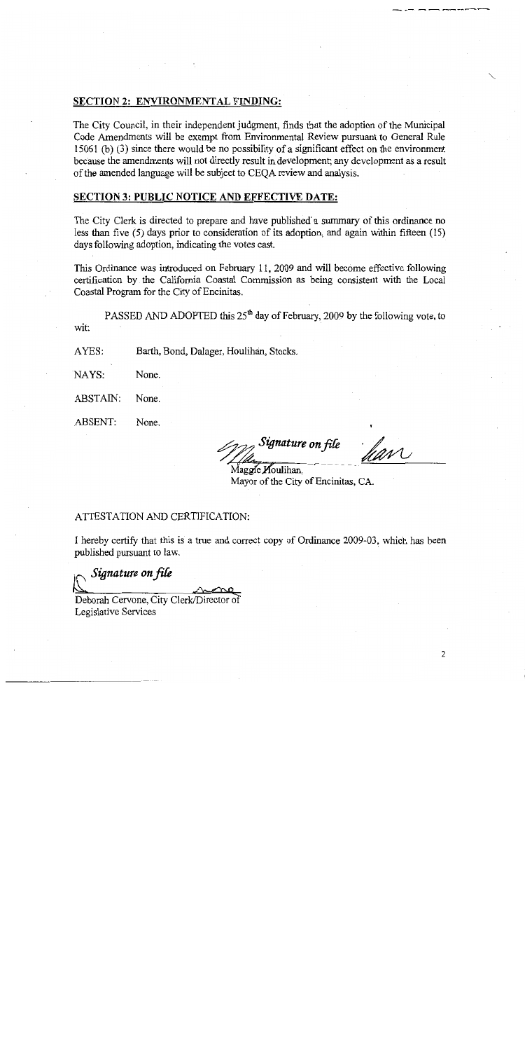## SECTION 2: ENVIRONMENTAL FINDING:

The City Council, in their independent judgment, finds that the adoption of the Municipal Code Amendments will be exempt from Environmental Review pursuant to General Rule 15061 (b) (3) since there would be no possibility of a significant effect on the environment because the amendments will not directly result in development; any development as a result of the amended language will be subject to CEQA review and analysis.

## SECTION 3: PUBLIC NOTICE AND EFFECTIVE DATE:

The City Clerk is directed to prepare and have published a summary of this ordinance no less than five (5) days prior to consideration of its adoption, and again within fifteen (15) days following adoption, indicating the votes cast.

This Ordinance was introduced on February 11, 2009 and will become effective following certification by the California Coastal Commission as being consistent with the Local Coastal Program for the City of Encinitas.

PASSED AND ADOPTED this 25th day of February, 2009 by the following vote, to wit:

AYES: Barth, Bond, Dalager, Houlihan, Stocks.

NAYS: None.

ABSTAIN: None.

ABSENT: None.

*Signature on file*

Maggie Houlihan,
Mayor of the City of Encinitas, CA.

ATTESTATION AND CERTIFICATION:

I hereby certify that this is a true and correct copy of Ordinance 2009-03, which has been published pursuant to law.

*Signature on file*

Deborah Cervone, City Clerk/Director of Legislative Services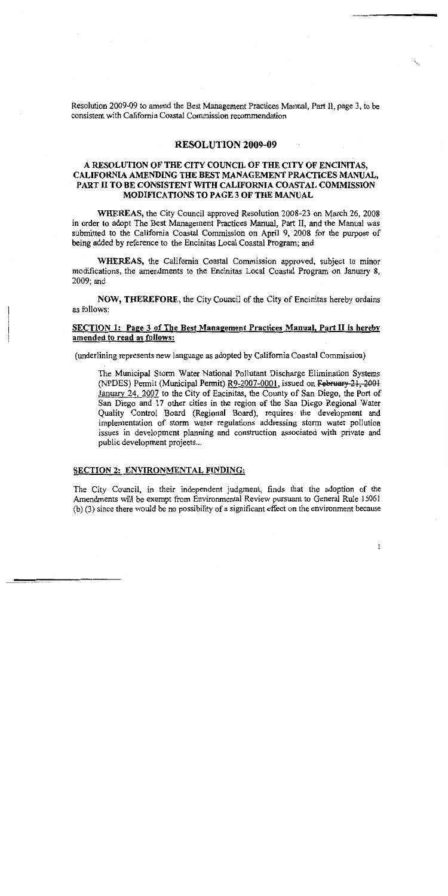Resolution 2009-09 to amend the Best Management Practices Manual, Part II, page 3, to be consistent with California Coastal Commission recommendation

## RESOLUTION 2009-09

### A RESOLUTION OF THE CITY COUNCIL OF THE CITY OF ENCINITAS, CALIFORNIA AMENDING THE BEST MANAGEMENT PRACTICES MANUAL, PART II TO BE CONSISTENT WITH CALIFORNIA COASTAL COMMISSION MODIFICATIONS TO PAGE 3 OF THE MANUAL

**WHEREAS,** the City Council approved Resolution 2008-23 on March 26, 2008 in order to adopt The Best Management Practices Manual, Part II, and the Manual was submitted to the California Coastal Commission on April 9, 2008 for the purpose of being added by reference to the Encinitas Local Coastal Program; and

**WHEREAS,** the California Coastal Commission approved, subject to minor modifications, the amendments to the Encinitas Local Coastal Program on January 8, 2009; and

**NOW, THEREFORE,** the City Council of the City of Encinitas hereby ordains as follows:

**SECTION 1: Page 3 of The Best Management Practices Manual, Part II is hereby amended to read as follows:**

(underlining represents new language as adopted by California Coastal Commission)

> The Municipal Storm Water National Pollutant Discharge Elimination Systems (NPDES) Permit (Municipal Permit) R9-2007-0001, issued on ~~February 21, 2001~~ January 24, 2007 to the City of Encinitas, the County of San Diego, the Port of San Diego and 17 other cities in the region of the San Diego Regional Water Quality Control Board (Regional Board), requires the development and implementation of storm water regulations addressing storm water pollution issues in development planning and construction associated with private and public development projects...

**SECTION 2: ENVIRONMENTAL FINDING:**

The City Council, in their independent judgment, finds that the adoption of the Amendments will be exempt from Environmental Review pursuant to General Rule 15061 (b) (3) since there would be no possibility of a significant effect on the environment because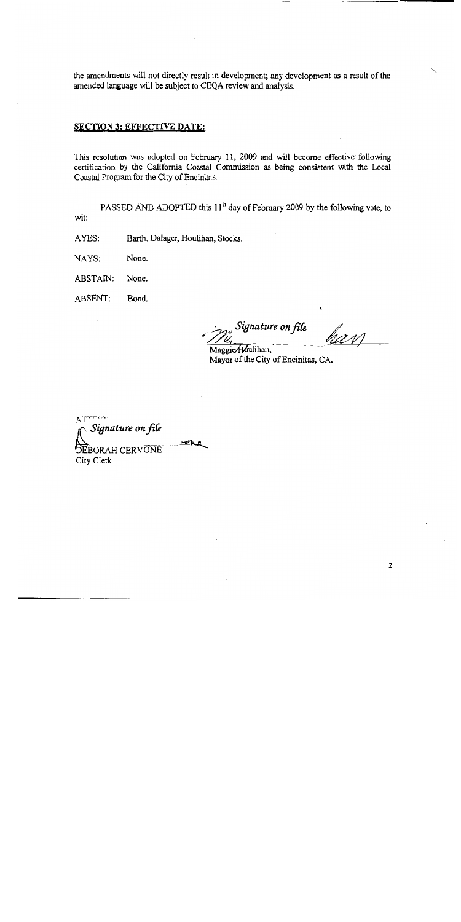the amendments will not directly result in development; any development as a result of the amended language will be subject to CEQA review and analysis.

**SECTION 3: EFFECTIVE DATE:**

This resolution was adopted on February 11, 2009 and will become effective following certification by the California Coastal Commission as being consistent with the Local Coastal Program for the City of Encinitas.

PASSED AND ADOPTED this 11th day of February 2009 by the following vote, to wit:

AYES: Barth, Dalager, Houlihan, Stocks.

NAYS: None.

ABSTAIN: None.

ABSENT: Bond.

*Signature on file*

Maggie Houlihan,
Mayor of the City of Encinitas, CA.

ATTEST:

*Signature on file*

DEBORAH CERVONE
City Clerk